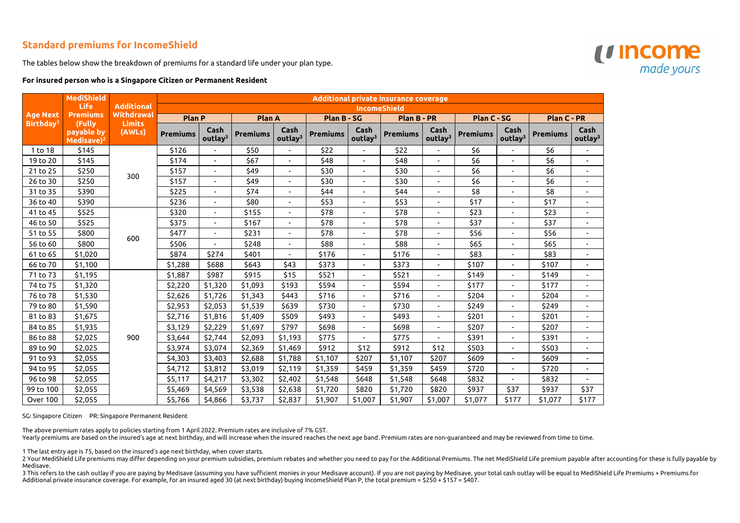## Standard premiums for IncomeShield

The tables below show the breakdown of premiums for a standard life under your plan type.

**For insured person who is a Singapore Citizen or Permanent Resident**

| Age Next Birthday[1] | MediShield Life Premiums (Fully payable by Medisave)[2] | Additional Withdrawal Limits (AWLs) | Additional private insurance coverage IncomeShield | | | | | | | | | | | |
|---|---|---|---|---|---|---|---|---|---|---|---|---|---|---|
| | | | Plan P | | Plan A | | Plan B - SG | | Plan B - PR | | Plan C - SG | | Plan C - PR | |
| | | | Premiums | Cash outlay[3] | Premiums | Cash outlay[3] | Premiums | Cash outlay[3] | Premiums | Cash outlay[3] | Premiums | Cash outlay[3] | Premiums | Cash outlay[3] |
| 1 to 18 | $145 | 300 | $126 | - | $50 | - | $22 | - | $22 | - | $6 | - | $6 | - |
| 19 to 20 | $145 | | $174 | - | $67 | - | $48 | - | $48 | - | $6 | - | $6 | - |
| 21 to 25 | $250 | | $157 | - | $49 | - | $30 | - | $30 | - | $6 | - | $6 | - |
| 26 to 30 | $250 | | $157 | - | $49 | - | $30 | - | $30 | - | $6 | - | $6 | - |
| 31 to 35 | $390 | | $225 | - | $74 | - | $44 | - | $44 | - | $8 | - | $8 | - |
| 36 to 40 | $390 | | $236 | - | $80 | - | $53 | - | $53 | - | $17 | - | $17 | - |
| 41 to 45 | $525 | 600 | $320 | - | $155 | - | $78 | - | $78 | - | $23 | - | $23 | - |
| 46 to 50 | $525 | | $375 | - | $167 | - | $78 | - | $78 | - | $37 | - | $37 | - |
| 51 to 55 | $800 | | $477 | - | $231 | - | $78 | - | $78 | - | $56 | - | $56 | - |
| 56 to 60 | $800 | | $506 | - | $248 | - | $88 | - | $88 | - | $65 | - | $65 | - |
| 61 to 65 | $1,020 | | $874 | $274 | $401 | - | $176 | - | $176 | - | $83 | - | $83 | - |
| 66 to 70 | $1,100 | | $1,288 | $688 | $643 | $43 | $373 | - | $373 | - | $107 | - | $107 | - |
| 71 to 73 | $1,195 | 900 | $1,887 | $987 | $915 | $15 | $521 | - | $521 | - | $149 | - | $149 | - |
| 74 to 75 | $1,320 | | $2,220 | $1,320 | $1,093 | $193 | $594 | - | $594 | - | $177 | - | $177 | - |
| 76 to 78 | $1,530 | | $2,626 | $1,726 | $1,343 | $443 | $716 | - | $716 | - | $204 | - | $204 | - |
| 79 to 80 | $1,590 | | $2,953 | $2,053 | $1,539 | $639 | $730 | - | $730 | - | $249 | - | $249 | - |
| 81 to 83 | $1,675 | | $2,716 | $1,816 | $1,409 | $509 | $493 | - | $493 | - | $201 | - | $201 | - |
| 84 to 85 | $1,935 | | $3,129 | $2,229 | $1,697 | $797 | $698 | - | $698 | - | $207 | - | $207 | - |
| 86 to 88 | $2,025 | | $3,644 | $2,744 | $2,093 | $1,193 | $775 | - | $775 | - | $391 | - | $391 | - |
| 89 to 90 | $2,025 | | $3,974 | $3,074 | $2,369 | $1,469 | $912 | $12 | $912 | $12 | $503 | - | $503 | - |
| 91 to 93 | $2,055 | | $4,303 | $3,403 | $2,688 | $1,788 | $1,107 | $207 | $1,107 | $207 | $609 | - | $609 | - |
| 94 to 95 | $2,055 | | $4,712 | $3,812 | $3,019 | $2,119 | $1,359 | $459 | $1,359 | $459 | $720 | - | $720 | - |
| 96 to 98 | $2,055 | | $5,117 | $4,217 | $3,302 | $2,402 | $1,548 | $648 | $1,548 | $648 | $832 | - | $832 | - |
| 99 to 100 | $2,055 | | $5,469 | $4,569 | $3,538 | $2,638 | $1,720 | $820 | $1,720 | $820 | $937 | $37 | $937 | $37 |
| Over 100 | $2,055 | | $5,766 | $4,866 | $3,737 | $2,837 | $1,907 | $1,007 | $1,907 | $1,007 | $1,077 | $177 | $1,077 | $177 |

SG: Singapore Citizen PR: Singapore Permanent Resident

The above premium rates apply to policies starting from 1 April 2022. Premium rates are inclusive of 7% GST.
Yearly premiums are based on the insured's age at next birthday, and will increase when the insured reaches the next age band. Premium rates are non-guaranteed and may be reviewed from time to time.

1 The last entry age is 75, based on the insured's age next birthday, when cover starts.

2 Your MediShield Life premiums may differ depending on your premium subsidies, premium rebates and whether you need to pay for the Additional Premiums. The net MediShield Life premium payable after accounting for these is fully payable by Medisave.

3 This refers to the cash outlay if you are paying by Medisave (assuming you have sufficient monies in your Medisave account). If you are not paying by Medisave, your total cash outlay will be equal to MediShield Life Premiums + Premiums for Additional private insurance coverage. For example, for an insured aged 30 (at next birthday) buying IncomeShield Plan P, the total premium = $250 + $157 = $407.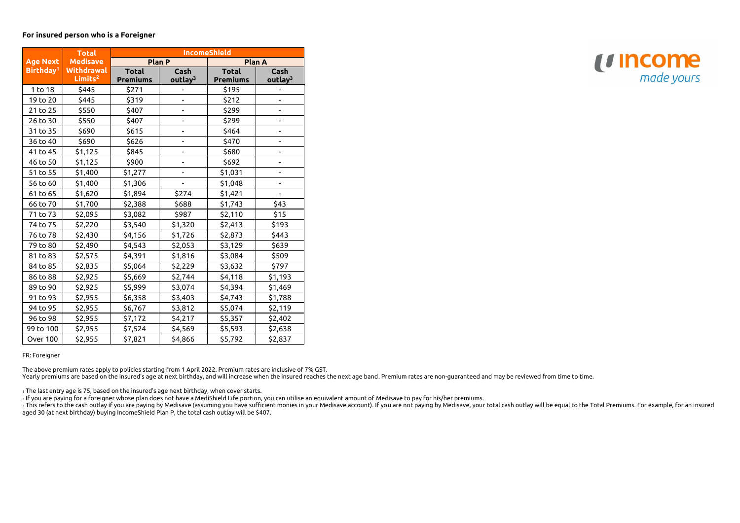**For insured person who is a Foreigner**

| Age Next Birthday[1] | Total Medisave Withdrawal Limits[2] | IncomeShield | | | |
|---|---|---|---|---|---|
| | | Plan P | | Plan A | |
| | | Total Premiums | Cash outlay[3] | Total Premiums | Cash outlay[3] |
| 1 to 18 | $445 | $271 | - | $195 | - |
| 19 to 20 | $445 | $319 | - | $212 | - |
| 21 to 25 | $550 | $407 | - | $299 | - |
| 26 to 30 | $550 | $407 | - | $299 | - |
| 31 to 35 | $690 | $615 | - | $464 | - |
| 36 to 40 | $690 | $626 | - | $470 | - |
| 41 to 45 | $1,125 | $845 | - | $680 | - |
| 46 to 50 | $1,125 | $900 | - | $692 | - |
| 51 to 55 | $1,400 | $1,277 | - | $1,031 | - |
| 56 to 60 | $1,400 | $1,306 | - | $1,048 | - |
| 61 to 65 | $1,620 | $1,894 | $274 | $1,421 | - |
| 66 to 70 | $1,700 | $2,388 | $688 | $1,743 | $43 |
| 71 to 73 | $2,095 | $3,082 | $987 | $2,110 | $15 |
| 74 to 75 | $2,220 | $3,540 | $1,320 | $2,413 | $193 |
| 76 to 78 | $2,430 | $4,156 | $1,726 | $2,873 | $443 |
| 79 to 80 | $2,490 | $4,543 | $2,053 | $3,129 | $639 |
| 81 to 83 | $2,575 | $4,391 | $1,816 | $3,084 | $509 |
| 84 to 85 | $2,835 | $5,064 | $2,229 | $3,632 | $797 |
| 86 to 88 | $2,925 | $5,669 | $2,744 | $4,118 | $1,193 |
| 89 to 90 | $2,925 | $5,999 | $3,074 | $4,394 | $1,469 |
| 91 to 93 | $2,955 | $6,358 | $3,403 | $4,743 | $1,788 |
| 94 to 95 | $2,955 | $6,767 | $3,812 | $5,074 | $2,119 |
| 96 to 98 | $2,955 | $7,172 | $4,217 | $5,357 | $2,402 |
| 99 to 100 | $2,955 | $7,524 | $4,569 | $5,593 | $2,638 |
| Over 100 | $2,955 | $7,821 | $4,866 | $5,792 | $2,837 |

FR: Foreigner

The above premium rates apply to policies starting from 1 April 2022. Premium rates are inclusive of 7% GST.
Yearly premiums are based on the insured's age at next birthday, and will increase when the insured reaches the next age band. Premium rates are non-guaranteed and may be reviewed from time to time.

[1] The last entry age is 75, based on the insured's age next birthday, when cover starts.

[2] If you are paying for a foreigner whose plan does not have a MediShield Life portion, you can utilise an equivalent amount of Medisave to pay for his/her premiums.

[3] This refers to the cash outlay if you are paying by Medisave (assuming you have sufficient monies in your Medisave account). If you are not paying by Medisave, your total cash outlay will be equal to the Total Premiums. For example, for an insured aged 30 (at next birthday) buying IncomeShield Plan P, the total cash outlay will be $407.